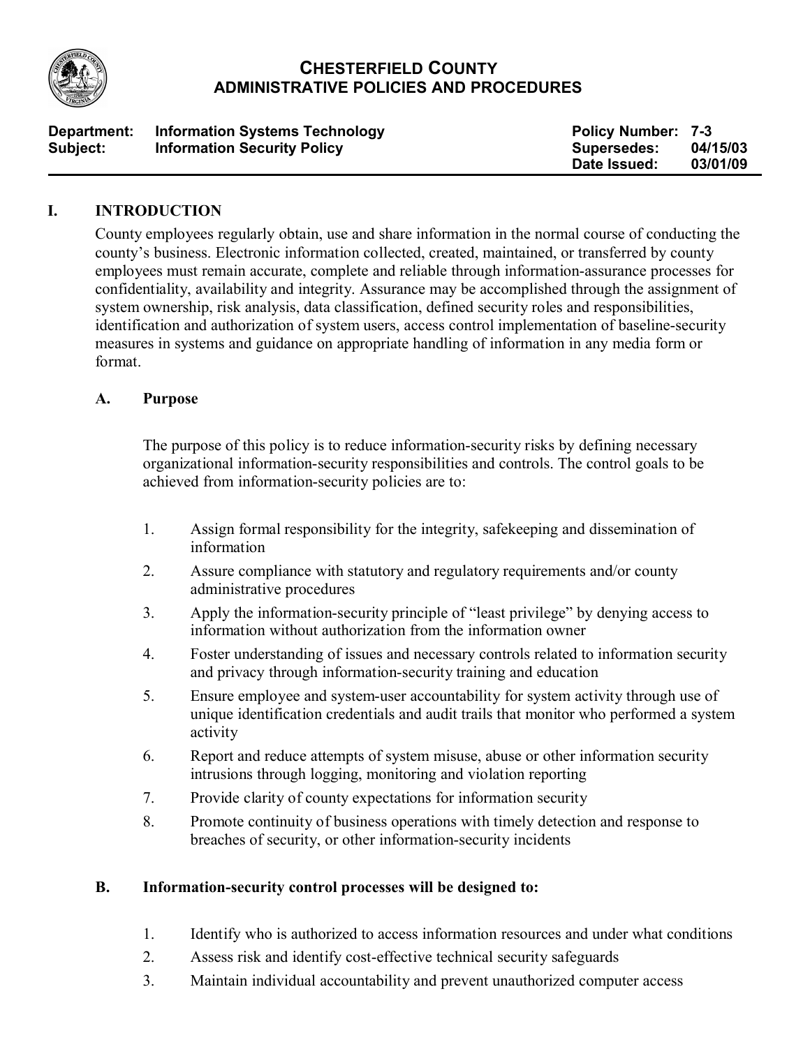# CHESTERFIELD COUNTY
## ADMINISTRATIVE POLICIES AND PROCEDURES

| | | | |
|---|---|---|---|
| **Department:** | **Information Systems Technology** | **Policy Number:** | **7-3** |
| **Subject:** | **Information Security Policy** | **Supersedes:** | **04/15/03** |
| | | **Date Issued:** | **03/01/09** |

## I. INTRODUCTION

County employees regularly obtain, use and share information in the normal course of conducting the county's business. Electronic information collected, created, maintained, or transferred by county employees must remain accurate, complete and reliable through information-assurance processes for confidentiality, availability and integrity. Assurance may be accomplished through the assignment of system ownership, risk analysis, data classification, defined security roles and responsibilities, identification and authorization of system users, access control implementation of baseline-security measures in systems and guidance on appropriate handling of information in any media form or format.

### A. Purpose

The purpose of this policy is to reduce information-security risks by defining necessary organizational information-security responsibilities and controls. The control goals to be achieved from information-security policies are to:

1. Assign formal responsibility for the integrity, safekeeping and dissemination of information
2. Assure compliance with statutory and regulatory requirements and/or county administrative procedures
3. Apply the information-security principle of "least privilege" by denying access to information without authorization from the information owner
4. Foster understanding of issues and necessary controls related to information security and privacy through information-security training and education
5. Ensure employee and system-user accountability for system activity through use of unique identification credentials and audit trails that monitor who performed a system activity
6. Report and reduce attempts of system misuse, abuse or other information security intrusions through logging, monitoring and violation reporting
7. Provide clarity of county expectations for information security
8. Promote continuity of business operations with timely detection and response to breaches of security, or other information-security incidents

### B. Information-security control processes will be designed to:

1. Identify who is authorized to access information resources and under what conditions
2. Assess risk and identify cost-effective technical security safeguards
3. Maintain individual accountability and prevent unauthorized computer access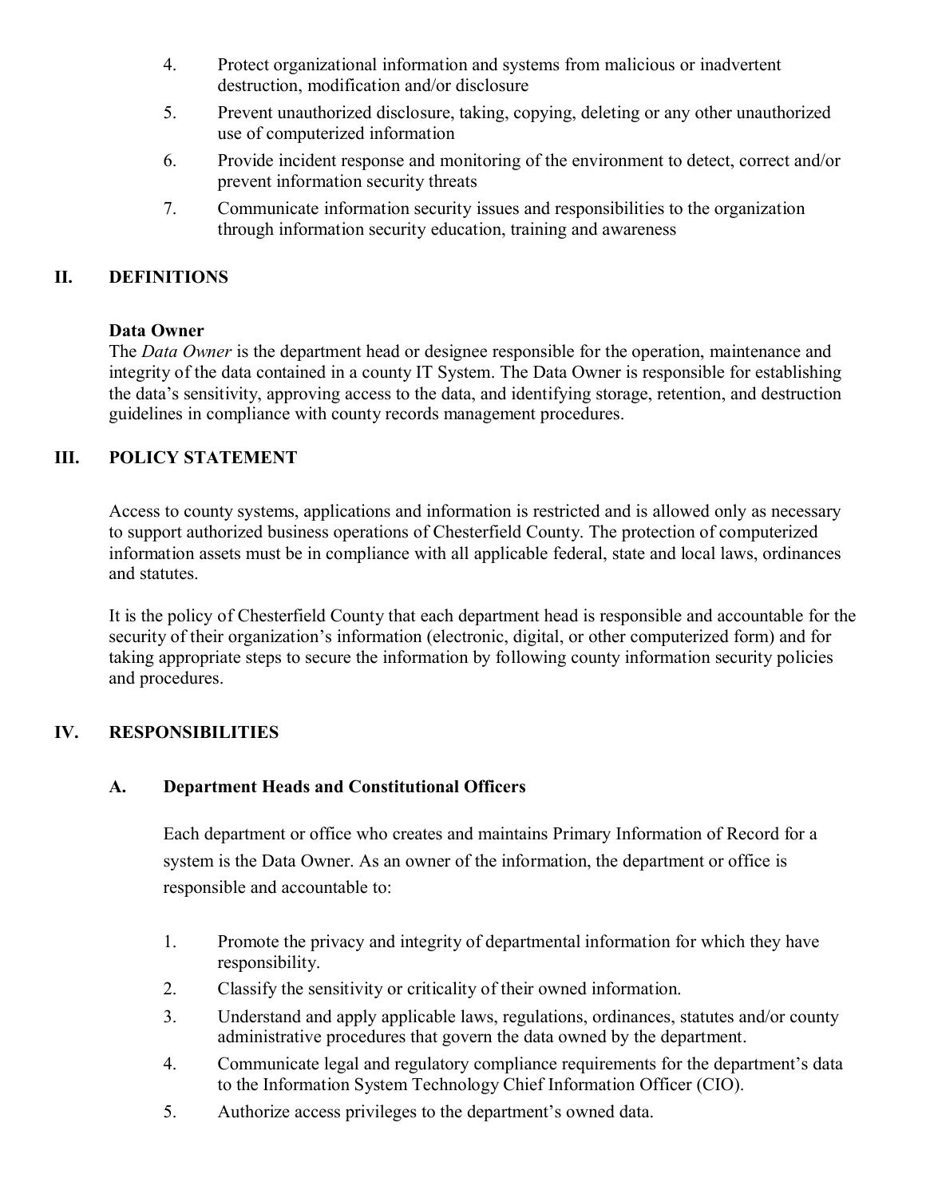4. Protect organizational information and systems from malicious or inadvertent destruction, modification and/or disclosure
5. Prevent unauthorized disclosure, taking, copying, deleting or any other unauthorized use of computerized information
6. Provide incident response and monitoring of the environment to detect, correct and/or prevent information security threats
7. Communicate information security issues and responsibilities to the organization through information security education, training and awareness

## II. DEFINITIONS

**Data Owner**
The *Data Owner* is the department head or designee responsible for the operation, maintenance and integrity of the data contained in a county IT System. The Data Owner is responsible for establishing the data's sensitivity, approving access to the data, and identifying storage, retention, and destruction guidelines in compliance with county records management procedures.

## III. POLICY STATEMENT

Access to county systems, applications and information is restricted and is allowed only as necessary to support authorized business operations of Chesterfield County. The protection of computerized information assets must be in compliance with all applicable federal, state and local laws, ordinances and statutes.

It is the policy of Chesterfield County that each department head is responsible and accountable for the security of their organization's information (electronic, digital, or other computerized form) and for taking appropriate steps to secure the information by following county information security policies and procedures.

## IV. RESPONSIBILITIES

### A. Department Heads and Constitutional Officers

Each department or office who creates and maintains Primary Information of Record for a system is the Data Owner. As an owner of the information, the department or office is responsible and accountable to:

1. Promote the privacy and integrity of departmental information for which they have responsibility.
2. Classify the sensitivity or criticality of their owned information.
3. Understand and apply applicable laws, regulations, ordinances, statutes and/or county administrative procedures that govern the data owned by the department.
4. Communicate legal and regulatory compliance requirements for the department's data to the Information System Technology Chief Information Officer (CIO).
5. Authorize access privileges to the department's owned data.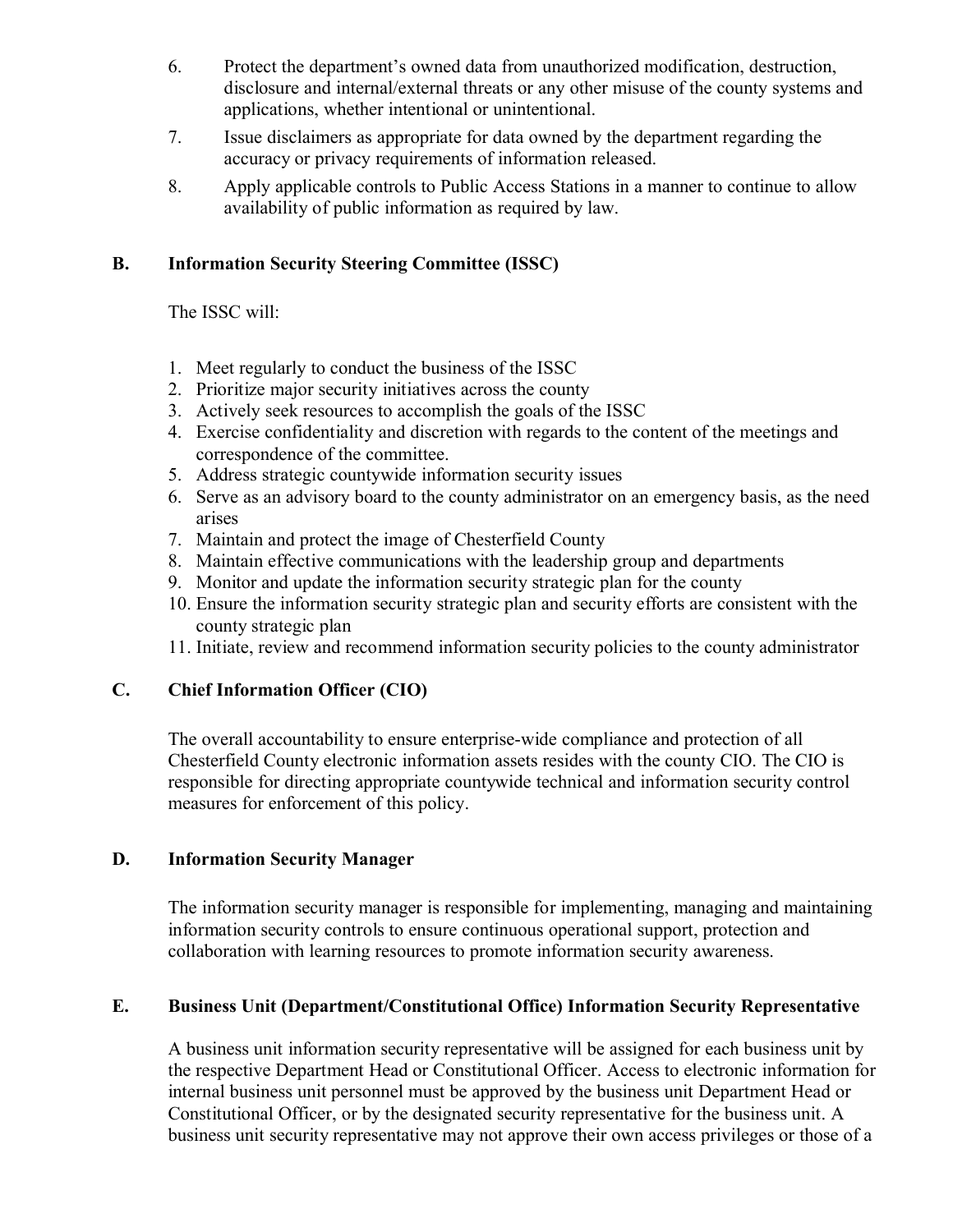6. Protect the department's owned data from unauthorized modification, destruction, disclosure and internal/external threats or any other misuse of the county systems and applications, whether intentional or unintentional.
7. Issue disclaimers as appropriate for data owned by the department regarding the accuracy or privacy requirements of information released.
8. Apply applicable controls to Public Access Stations in a manner to continue to allow availability of public information as required by law.

## B. Information Security Steering Committee (ISSC)

The ISSC will:

1. Meet regularly to conduct the business of the ISSC
2. Prioritize major security initiatives across the county
3. Actively seek resources to accomplish the goals of the ISSC
4. Exercise confidentiality and discretion with regards to the content of the meetings and correspondence of the committee.
5. Address strategic countywide information security issues
6. Serve as an advisory board to the county administrator on an emergency basis, as the need arises
7. Maintain and protect the image of Chesterfield County
8. Maintain effective communications with the leadership group and departments
9. Monitor and update the information security strategic plan for the county
10. Ensure the information security strategic plan and security efforts are consistent with the county strategic plan
11. Initiate, review and recommend information security policies to the county administrator

## C. Chief Information Officer (CIO)

The overall accountability to ensure enterprise-wide compliance and protection of all Chesterfield County electronic information assets resides with the county CIO. The CIO is responsible for directing appropriate countywide technical and information security control measures for enforcement of this policy.

## D. Information Security Manager

The information security manager is responsible for implementing, managing and maintaining information security controls to ensure continuous operational support, protection and collaboration with learning resources to promote information security awareness.

## E. Business Unit (Department/Constitutional Office) Information Security Representative

A business unit information security representative will be assigned for each business unit by the respective Department Head or Constitutional Officer. Access to electronic information for internal business unit personnel must be approved by the business unit Department Head or Constitutional Officer, or by the designated security representative for the business unit. A business unit security representative may not approve their own access privileges or those of a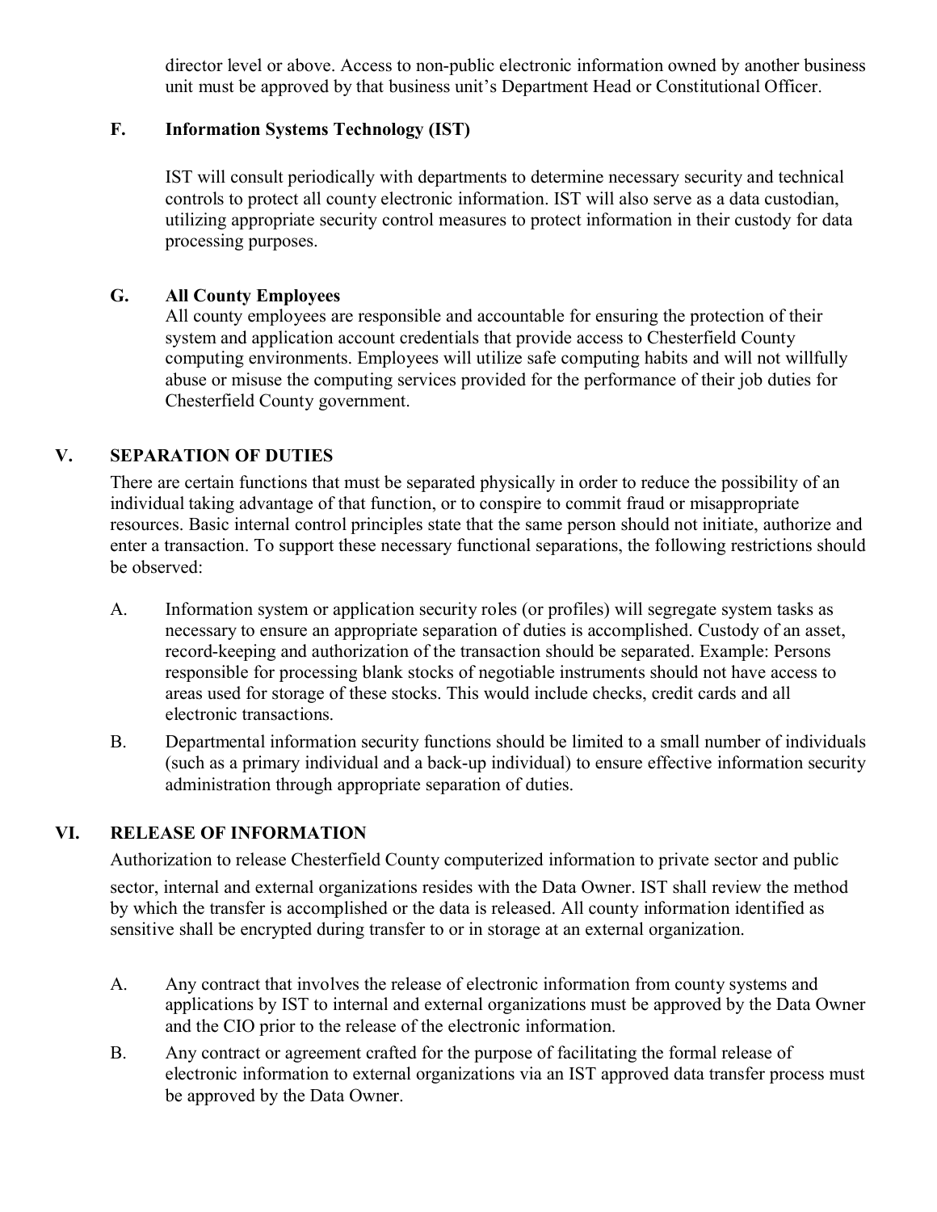director level or above. Access to non-public electronic information owned by another business unit must be approved by that business unit's Department Head or Constitutional Officer.

### F. Information Systems Technology (IST)

IST will consult periodically with departments to determine necessary security and technical controls to protect all county electronic information. IST will also serve as a data custodian, utilizing appropriate security control measures to protect information in their custody for data processing purposes.

### G. All County Employees

All county employees are responsible and accountable for ensuring the protection of their system and application account credentials that provide access to Chesterfield County computing environments. Employees will utilize safe computing habits and will not willfully abuse or misuse the computing services provided for the performance of their job duties for Chesterfield County government.

## V. SEPARATION OF DUTIES

There are certain functions that must be separated physically in order to reduce the possibility of an individual taking advantage of that function, or to conspire to commit fraud or misappropriate resources. Basic internal control principles state that the same person should not initiate, authorize and enter a transaction. To support these necessary functional separations, the following restrictions should be observed:

A. Information system or application security roles (or profiles) will segregate system tasks as necessary to ensure an appropriate separation of duties is accomplished. Custody of an asset, record-keeping and authorization of the transaction should be separated. Example: Persons responsible for processing blank stocks of negotiable instruments should not have access to areas used for storage of these stocks. This would include checks, credit cards and all electronic transactions.

B. Departmental information security functions should be limited to a small number of individuals (such as a primary individual and a back-up individual) to ensure effective information security administration through appropriate separation of duties.

## VI. RELEASE OF INFORMATION

Authorization to release Chesterfield County computerized information to private sector and public sector, internal and external organizations resides with the Data Owner. IST shall review the method by which the transfer is accomplished or the data is released. All county information identified as sensitive shall be encrypted during transfer to or in storage at an external organization.

A. Any contract that involves the release of electronic information from county systems and applications by IST to internal and external organizations must be approved by the Data Owner and the CIO prior to the release of the electronic information.

B. Any contract or agreement crafted for the purpose of facilitating the formal release of electronic information to external organizations via an IST approved data transfer process must be approved by the Data Owner.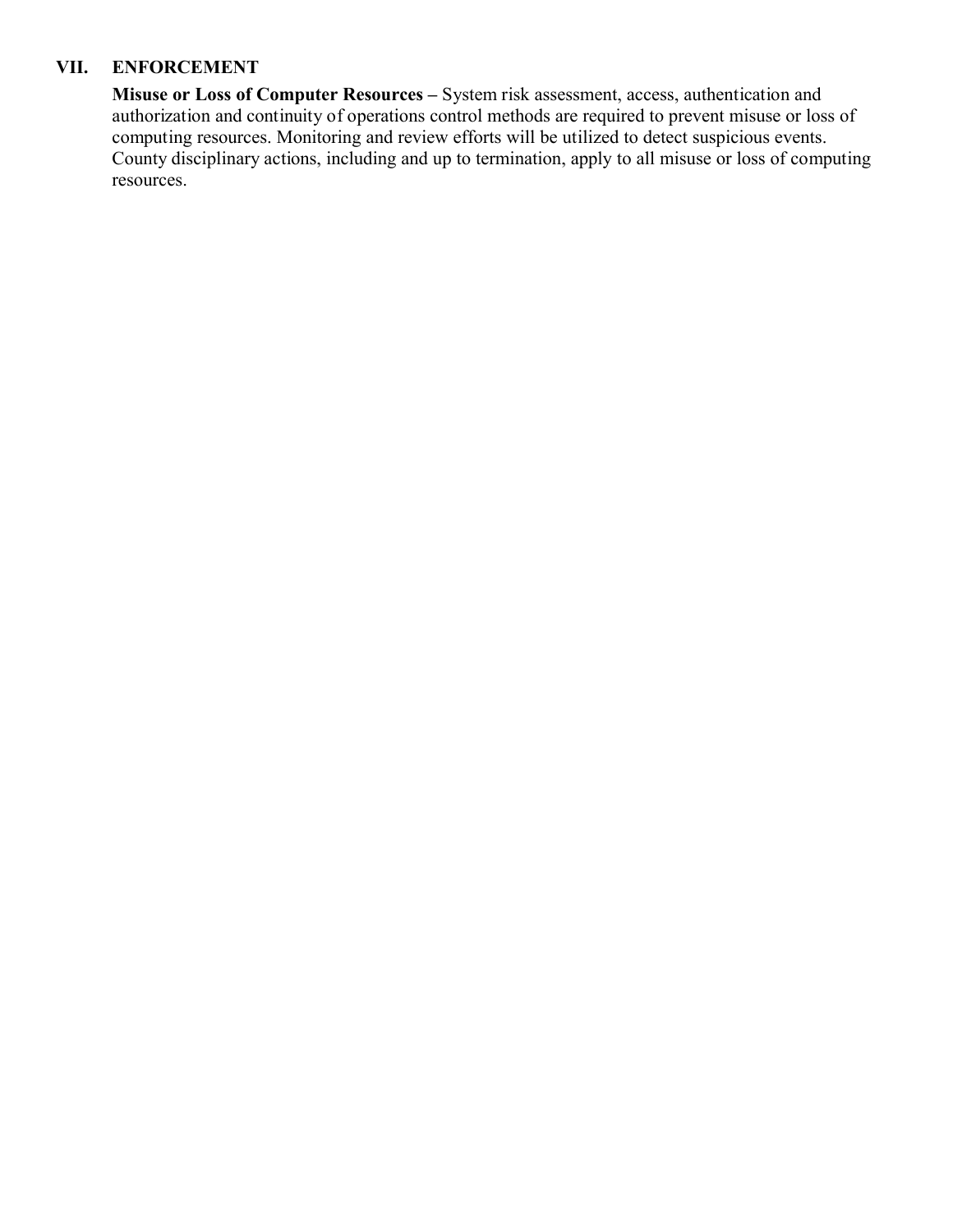## VII. ENFORCEMENT

**Misuse or Loss of Computer Resources –** System risk assessment, access, authentication and authorization and continuity of operations control methods are required to prevent misuse or loss of computing resources. Monitoring and review efforts will be utilized to detect suspicious events. County disciplinary actions, including and up to termination, apply to all misuse or loss of computing resources.